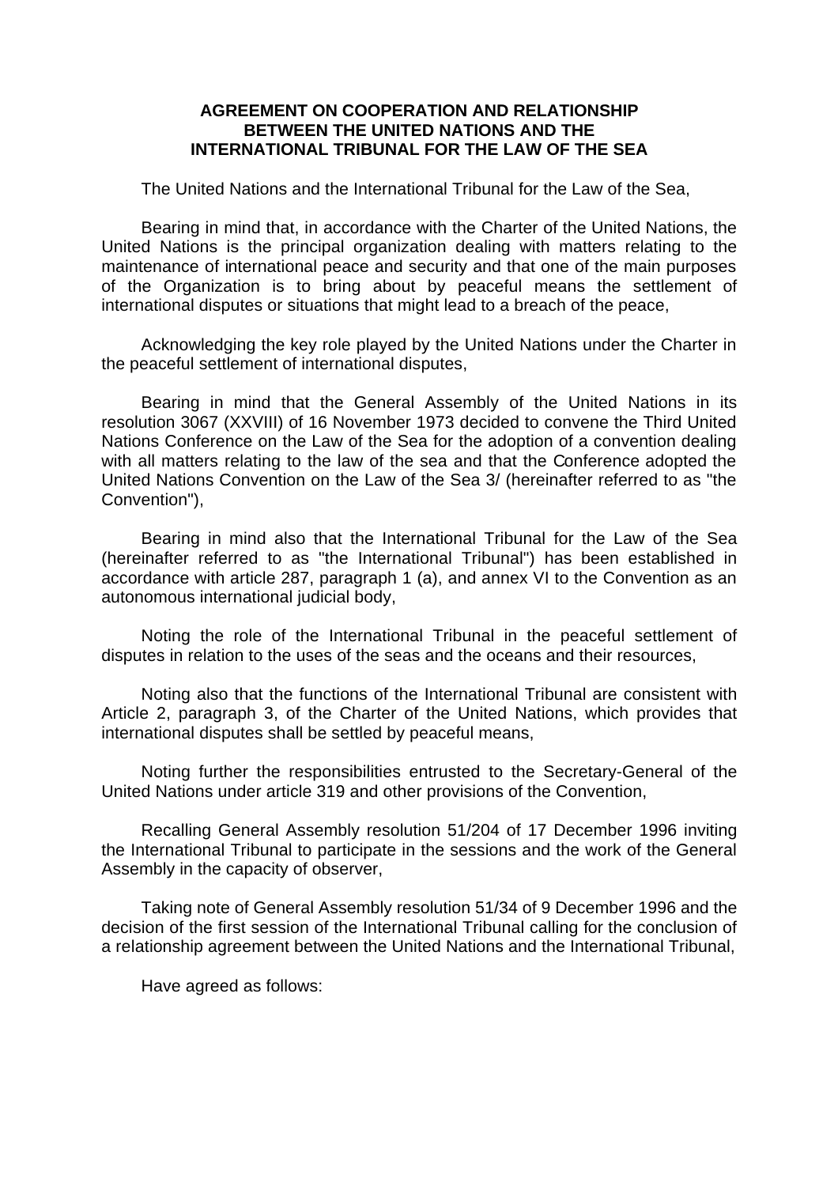# AGREEMENT ON COOPERATION AND RELATIONSHIP BETWEEN THE UNITED NATIONS AND THE INTERNATIONAL TRIBUNAL FOR THE LAW OF THE SEA

The United Nations and the International Tribunal for the Law of the Sea,

Bearing in mind that, in accordance with the Charter of the United Nations, the United Nations is the principal organization dealing with matters relating to the maintenance of international peace and security and that one of the main purposes of the Organization is to bring about by peaceful means the settlement of international disputes or situations that might lead to a breach of the peace,

Acknowledging the key role played by the United Nations under the Charter in the peaceful settlement of international disputes,

Bearing in mind that the General Assembly of the United Nations in its resolution 3067 (XXVIII) of 16 November 1973 decided to convene the Third United Nations Conference on the Law of the Sea for the adoption of a convention dealing with all matters relating to the law of the sea and that the Conference adopted the United Nations Convention on the Law of the Sea 3/ (hereinafter referred to as "the Convention"),

Bearing in mind also that the International Tribunal for the Law of the Sea (hereinafter referred to as "the International Tribunal") has been established in accordance with article 287, paragraph 1 (a), and annex VI to the Convention as an autonomous international judicial body,

Noting the role of the International Tribunal in the peaceful settlement of disputes in relation to the uses of the seas and the oceans and their resources,

Noting also that the functions of the International Tribunal are consistent with Article 2, paragraph 3, of the Charter of the United Nations, which provides that international disputes shall be settled by peaceful means,

Noting further the responsibilities entrusted to the Secretary-General of the United Nations under article 319 and other provisions of the Convention,

Recalling General Assembly resolution 51/204 of 17 December 1996 inviting the International Tribunal to participate in the sessions and the work of the General Assembly in the capacity of observer,

Taking note of General Assembly resolution 51/34 of 9 December 1996 and the decision of the first session of the International Tribunal calling for the conclusion of a relationship agreement between the United Nations and the International Tribunal,

Have agreed as follows: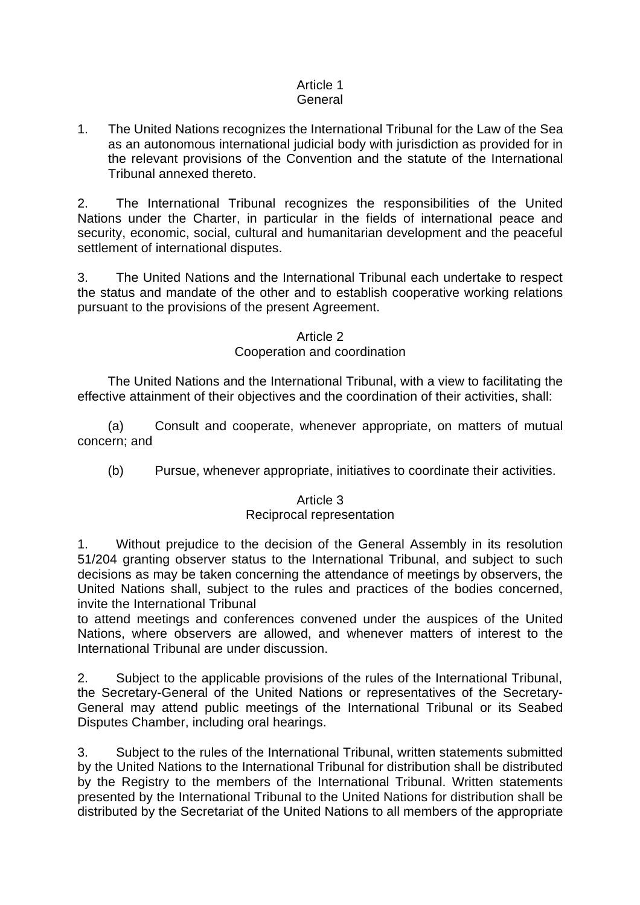## Article 1
## General

1. The United Nations recognizes the International Tribunal for the Law of the Sea as an autonomous international judicial body with jurisdiction as provided for in the relevant provisions of the Convention and the statute of the International Tribunal annexed thereto.

2. The International Tribunal recognizes the responsibilities of the United Nations under the Charter, in particular in the fields of international peace and security, economic, social, cultural and humanitarian development and the peaceful settlement of international disputes.

3. The United Nations and the International Tribunal each undertake to respect the status and mandate of the other and to establish cooperative working relations pursuant to the provisions of the present Agreement.

## Article 2
## Cooperation and coordination

The United Nations and the International Tribunal, with a view to facilitating the effective attainment of their objectives and the coordination of their activities, shall:

(a) Consult and cooperate, whenever appropriate, on matters of mutual concern; and

(b) Pursue, whenever appropriate, initiatives to coordinate their activities.

## Article 3
## Reciprocal representation

1. Without prejudice to the decision of the General Assembly in its resolution 51/204 granting observer status to the International Tribunal, and subject to such decisions as may be taken concerning the attendance of meetings by observers, the United Nations shall, subject to the rules and practices of the bodies concerned, invite the International Tribunal to attend meetings and conferences convened under the auspices of the United Nations, where observers are allowed, and whenever matters of interest to the International Tribunal are under discussion.

2. Subject to the applicable provisions of the rules of the International Tribunal, the Secretary-General of the United Nations or representatives of the Secretary-General may attend public meetings of the International Tribunal or its Seabed Disputes Chamber, including oral hearings.

3. Subject to the rules of the International Tribunal, written statements submitted by the United Nations to the International Tribunal for distribution shall be distributed by the Registry to the members of the International Tribunal. Written statements presented by the International Tribunal to the United Nations for distribution shall be distributed by the Secretariat of the United Nations to all members of the appropriate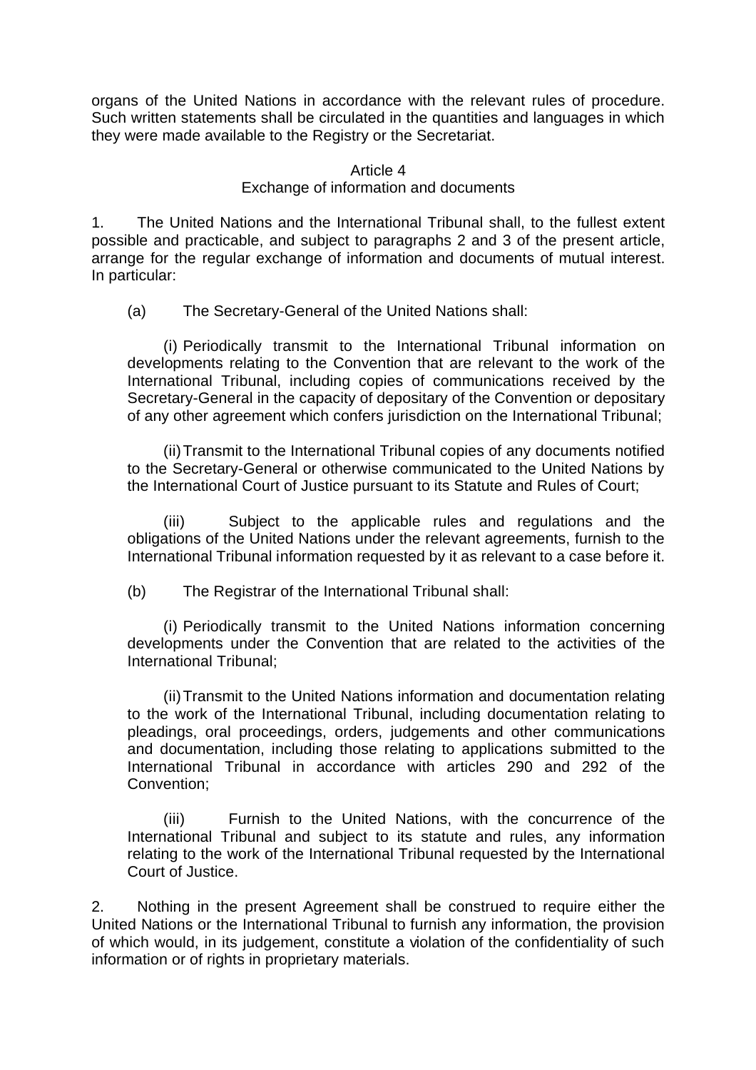organs of the United Nations in accordance with the relevant rules of procedure. Such written statements shall be circulated in the quantities and languages in which they were made available to the Registry or the Secretariat.

### Article 4
### Exchange of information and documents

1. The United Nations and the International Tribunal shall, to the fullest extent possible and practicable, and subject to paragraphs 2 and 3 of the present article, arrange for the regular exchange of information and documents of mutual interest. In particular:

(a) The Secretary-General of the United Nations shall:

(i) Periodically transmit to the International Tribunal information on developments relating to the Convention that are relevant to the work of the International Tribunal, including copies of communications received by the Secretary-General in the capacity of depositary of the Convention or depositary of any other agreement which confers jurisdiction on the International Tribunal;

(ii) Transmit to the International Tribunal copies of any documents notified to the Secretary-General or otherwise communicated to the United Nations by the International Court of Justice pursuant to its Statute and Rules of Court;

(iii) Subject to the applicable rules and regulations and the obligations of the United Nations under the relevant agreements, furnish to the International Tribunal information requested by it as relevant to a case before it.

(b) The Registrar of the International Tribunal shall:

(i) Periodically transmit to the United Nations information concerning developments under the Convention that are related to the activities of the International Tribunal;

(ii) Transmit to the United Nations information and documentation relating to the work of the International Tribunal, including documentation relating to pleadings, oral proceedings, orders, judgements and other communications and documentation, including those relating to applications submitted to the International Tribunal in accordance with articles 290 and 292 of the Convention;

(iii) Furnish to the United Nations, with the concurrence of the International Tribunal and subject to its statute and rules, any information relating to the work of the International Tribunal requested by the International Court of Justice.

2. Nothing in the present Agreement shall be construed to require either the United Nations or the International Tribunal to furnish any information, the provision of which would, in its judgement, constitute a violation of the confidentiality of such information or of rights in proprietary materials.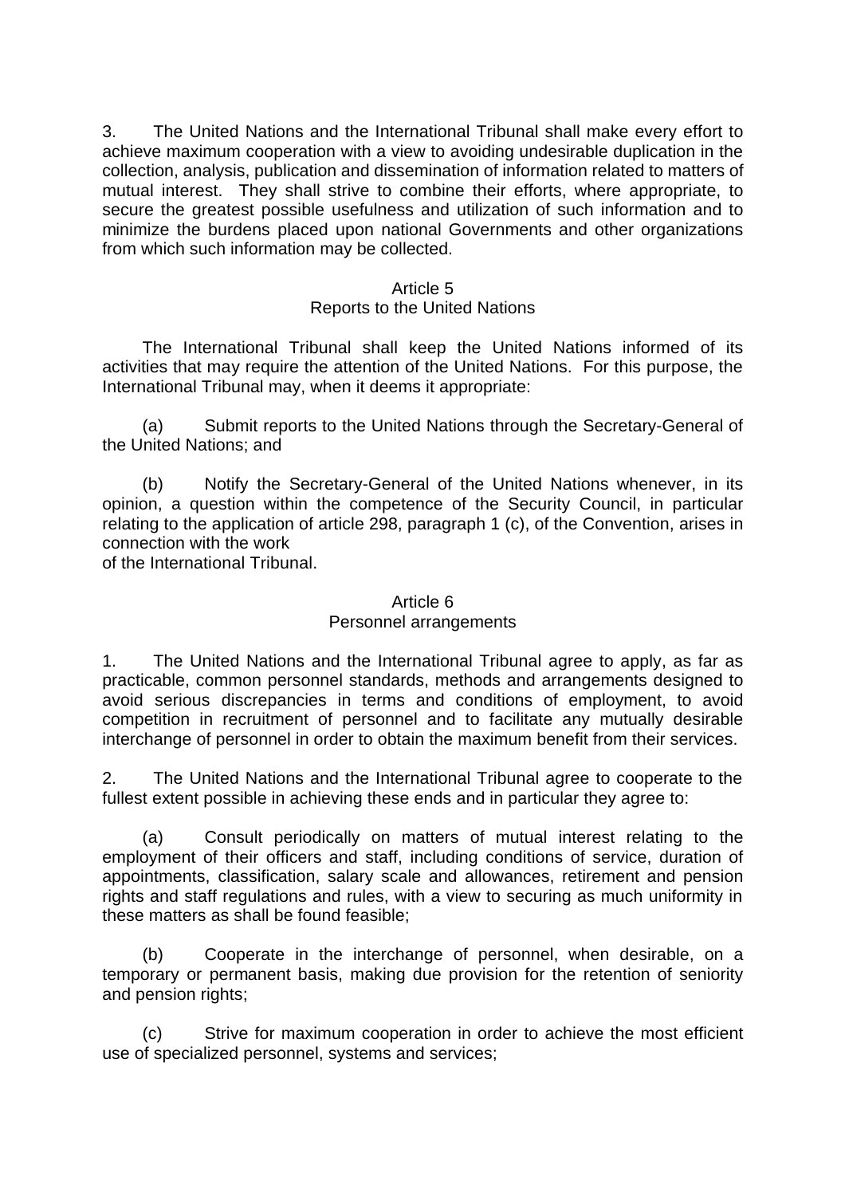3. The United Nations and the International Tribunal shall make every effort to achieve maximum cooperation with a view to avoiding undesirable duplication in the collection, analysis, publication and dissemination of information related to matters of mutual interest. They shall strive to combine their efforts, where appropriate, to secure the greatest possible usefulness and utilization of such information and to minimize the burdens placed upon national Governments and other organizations from which such information may be collected.

## Article 5
## Reports to the United Nations

The International Tribunal shall keep the United Nations informed of its activities that may require the attention of the United Nations. For this purpose, the International Tribunal may, when it deems it appropriate:

(a) Submit reports to the United Nations through the Secretary-General of the United Nations; and

(b) Notify the Secretary-General of the United Nations whenever, in its opinion, a question within the competence of the Security Council, in particular relating to the application of article 298, paragraph 1 (c), of the Convention, arises in connection with the work of the International Tribunal.

## Article 6
## Personnel arrangements

1. The United Nations and the International Tribunal agree to apply, as far as practicable, common personnel standards, methods and arrangements designed to avoid serious discrepancies in terms and conditions of employment, to avoid competition in recruitment of personnel and to facilitate any mutually desirable interchange of personnel in order to obtain the maximum benefit from their services.

2. The United Nations and the International Tribunal agree to cooperate to the fullest extent possible in achieving these ends and in particular they agree to:

(a) Consult periodically on matters of mutual interest relating to the employment of their officers and staff, including conditions of service, duration of appointments, classification, salary scale and allowances, retirement and pension rights and staff regulations and rules, with a view to securing as much uniformity in these matters as shall be found feasible;

(b) Cooperate in the interchange of personnel, when desirable, on a temporary or permanent basis, making due provision for the retention of seniority and pension rights;

(c) Strive for maximum cooperation in order to achieve the most efficient use of specialized personnel, systems and services;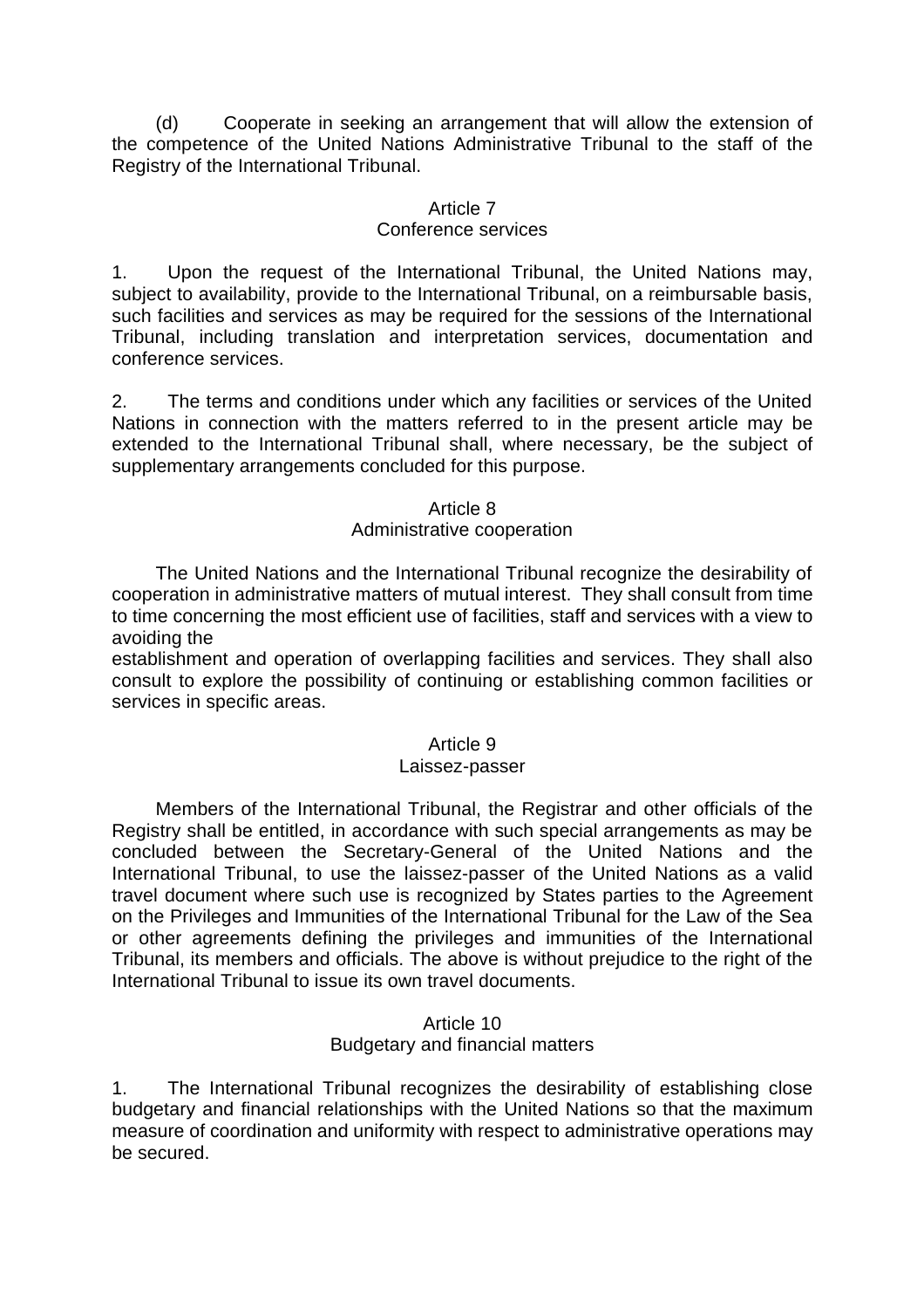(d) Cooperate in seeking an arrangement that will allow the extension of the competence of the United Nations Administrative Tribunal to the staff of the Registry of the International Tribunal.

### Article 7
### Conference services

1. Upon the request of the International Tribunal, the United Nations may, subject to availability, provide to the International Tribunal, on a reimbursable basis, such facilities and services as may be required for the sessions of the International Tribunal, including translation and interpretation services, documentation and conference services.

2. The terms and conditions under which any facilities or services of the United Nations in connection with the matters referred to in the present article may be extended to the International Tribunal shall, where necessary, be the subject of supplementary arrangements concluded for this purpose.

### Article 8
### Administrative cooperation

The United Nations and the International Tribunal recognize the desirability of cooperation in administrative matters of mutual interest. They shall consult from time to time concerning the most efficient use of facilities, staff and services with a view to avoiding the establishment and operation of overlapping facilities and services. They shall also consult to explore the possibility of continuing or establishing common facilities or services in specific areas.

### Article 9
### Laissez-passer

Members of the International Tribunal, the Registrar and other officials of the Registry shall be entitled, in accordance with such special arrangements as may be concluded between the Secretary-General of the United Nations and the International Tribunal, to use the laissez-passer of the United Nations as a valid travel document where such use is recognized by States parties to the Agreement on the Privileges and Immunities of the International Tribunal for the Law of the Sea or other agreements defining the privileges and immunities of the International Tribunal, its members and officials. The above is without prejudice to the right of the International Tribunal to issue its own travel documents.

### Article 10
### Budgetary and financial matters

1. The International Tribunal recognizes the desirability of establishing close budgetary and financial relationships with the United Nations so that the maximum measure of coordination and uniformity with respect to administrative operations may be secured.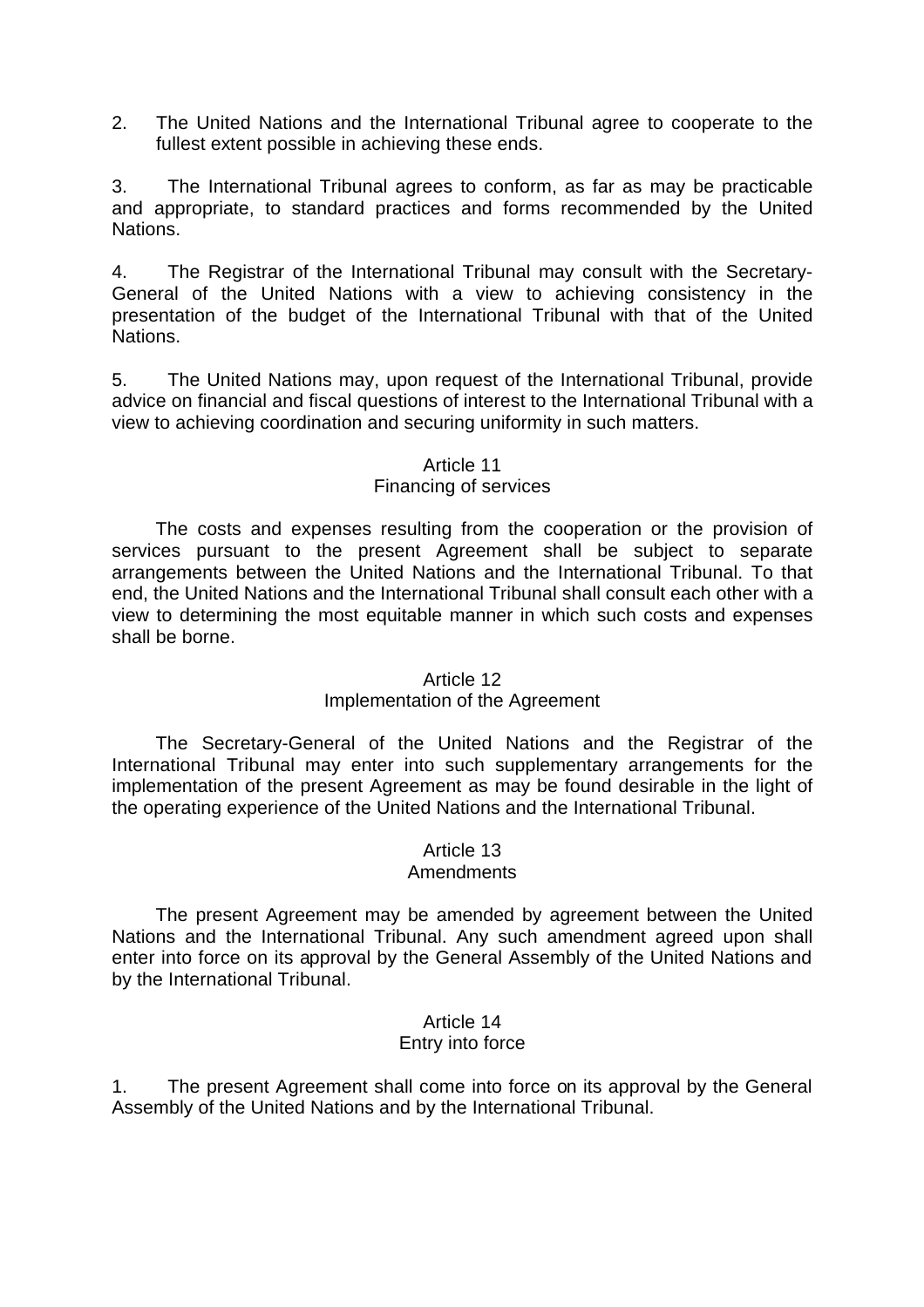2. The United Nations and the International Tribunal agree to cooperate to the fullest extent possible in achieving these ends.

3. The International Tribunal agrees to conform, as far as may be practicable and appropriate, to standard practices and forms recommended by the United Nations.

4. The Registrar of the International Tribunal may consult with the Secretary-General of the United Nations with a view to achieving consistency in the presentation of the budget of the International Tribunal with that of the United Nations.

5. The United Nations may, upon request of the International Tribunal, provide advice on financial and fiscal questions of interest to the International Tribunal with a view to achieving coordination and securing uniformity in such matters.

### Article 11
### Financing of services

The costs and expenses resulting from the cooperation or the provision of services pursuant to the present Agreement shall be subject to separate arrangements between the United Nations and the International Tribunal. To that end, the United Nations and the International Tribunal shall consult each other with a view to determining the most equitable manner in which such costs and expenses shall be borne.

### Article 12
### Implementation of the Agreement

The Secretary-General of the United Nations and the Registrar of the International Tribunal may enter into such supplementary arrangements for the implementation of the present Agreement as may be found desirable in the light of the operating experience of the United Nations and the International Tribunal.

### Article 13
### Amendments

The present Agreement may be amended by agreement between the United Nations and the International Tribunal. Any such amendment agreed upon shall enter into force on its approval by the General Assembly of the United Nations and by the International Tribunal.

### Article 14
### Entry into force

1. The present Agreement shall come into force on its approval by the General Assembly of the United Nations and by the International Tribunal.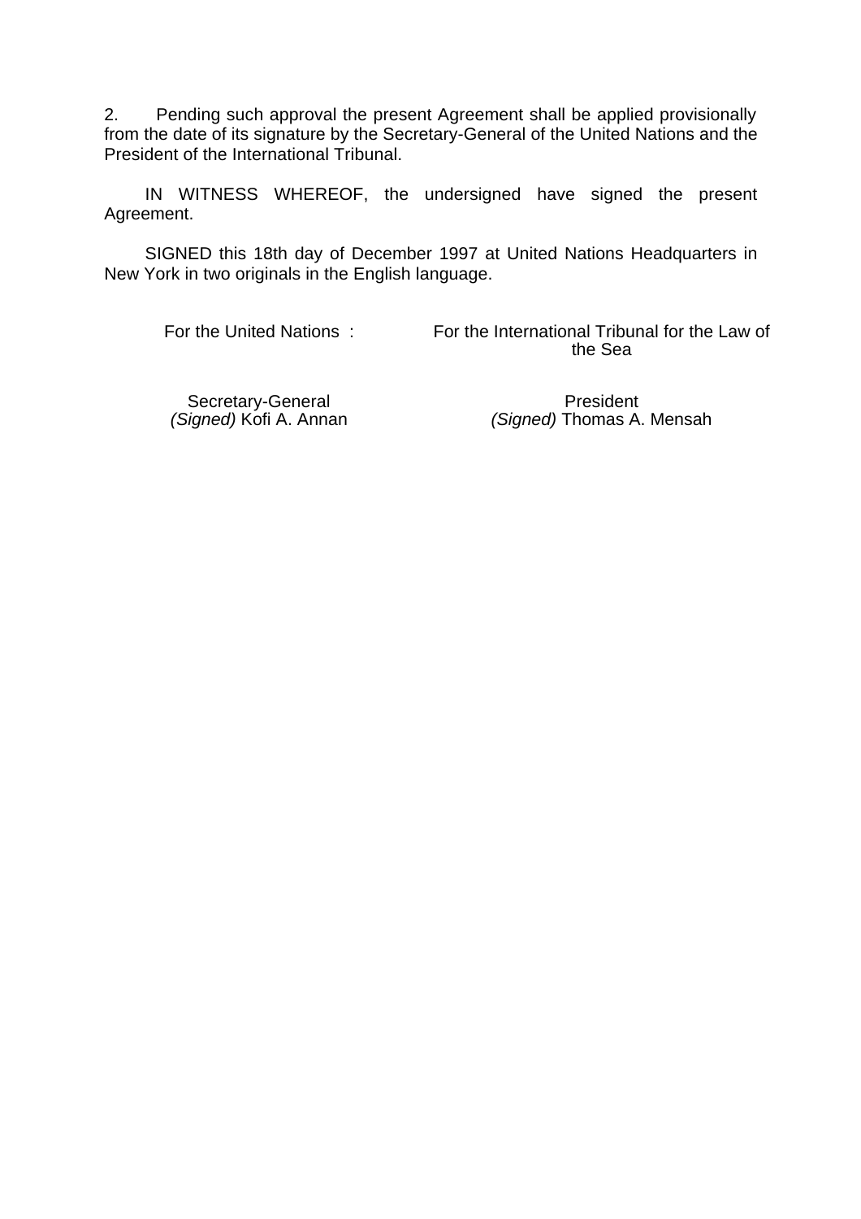2. Pending such approval the present Agreement shall be applied provisionally from the date of its signature by the Secretary-General of the United Nations and the President of the International Tribunal.

IN WITNESS WHEREOF, the undersigned have signed the present Agreement.

SIGNED this 18th day of December 1997 at United Nations Headquarters in New York in two originals in the English language.

| | |
|---|---|
| For the United Nations : | For the International Tribunal for the Law of the Sea |
| Secretary-General<br>*(Signed)* Kofi A. Annan | President<br>*(Signed)* Thomas A. Mensah |